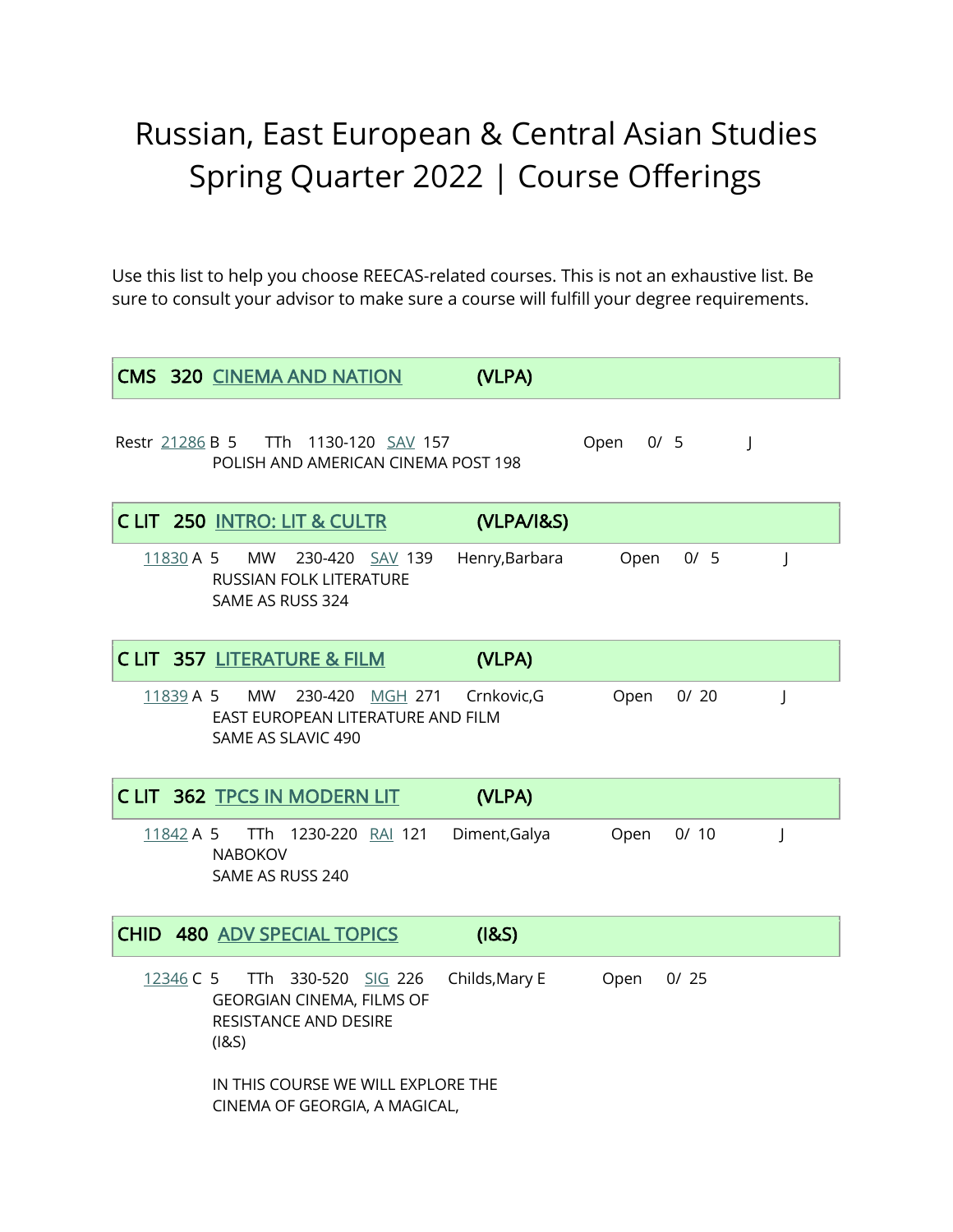# Russian, East European & Central Asian Studies Spring Quarter 2022 | Course Offerings

Use this list to help you choose REECAS-related courses. This is not an exhaustive list. Be sure to consult your advisor to make sure a course will fulfill your degree requirements.

## CMS 320 CINEMA AND NATION (VLPA)

Restr 21286 B 5 TTh 1130-120 SAV 157 Open 0/ 5 J
POLISH AND AMERICAN CINEMA POST 198

## C LIT 250 INTRO: LIT & CULTR (VLPA/I&S)

11830 A 5 MW 230-420 SAV 139 Henry,Barbara Open 0/ 5 J
RUSSIAN FOLK LITERATURE
SAME AS RUSS 324

## C LIT 357 LITERATURE & FILM (VLPA)

11839 A 5 MW 230-420 MGH 271 Crnkovic,G Open 0/ 20 J
EAST EUROPEAN LITERATURE AND FILM
SAME AS SLAVIC 490

## C LIT 362 TPCS IN MODERN LIT (VLPA)

11842 A 5 TTh 1230-220 RAI 121 Diment,Galya Open 0/ 10 J
NABOKOV
SAME AS RUSS 240

## CHID 480 ADV SPECIAL TOPICS (I&S)

12346 C 5 TTh 330-520 SIG 226 Childs,Mary E Open 0/ 25
GEORGIAN CINEMA, FILMS OF
RESISTANCE AND DESIRE
(I&S)

IN THIS COURSE WE WILL EXPLORE THE
CINEMA OF GEORGIA, A MAGICAL,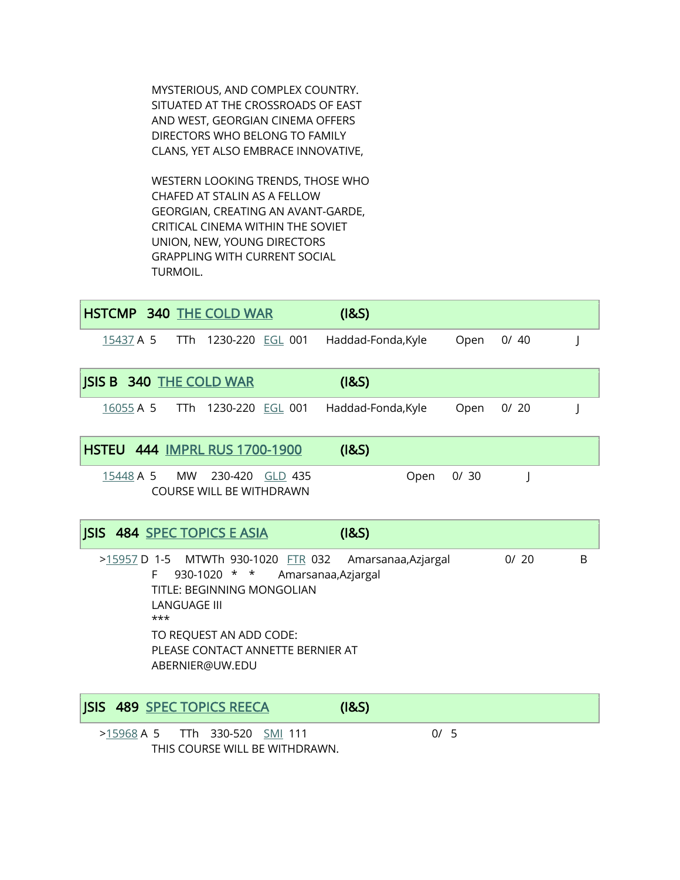MYSTERIOUS, AND COMPLEX COUNTRY. SITUATED AT THE CROSSROADS OF EAST AND WEST, GEORGIAN CINEMA OFFERS DIRECTORS WHO BELONG TO FAMILY CLANS, YET ALSO EMBRACE INNOVATIVE,

WESTERN LOOKING TRENDS, THOSE WHO CHAFED AT STALIN AS A FELLOW GEORGIAN, CREATING AN AVANT-GARDE, CRITICAL CINEMA WITHIN THE SOVIET UNION, NEW, YOUNG DIRECTORS GRAPPLING WITH CURRENT SOCIAL TURMOIL.

## HSTCMP 340 THE COLD WAR (I&S)

15437 A 5 TTh 1230-220 EGL 001 Haddad-Fonda,Kyle Open 0/ 40 J

## JSIS B 340 THE COLD WAR (I&S)

16055 A 5 TTh 1230-220 EGL 001 Haddad-Fonda,Kyle Open 0/ 20 J

## HSTEU 444 IMPRL RUS 1700-1900 (I&S)

15448 A 5 MW 230-420 GLD 435 Open 0/ 30 J
COURSE WILL BE WITHDRAWN

## JSIS 484 SPEC TOPICS E ASIA (I&S)

>15957 D 1-5 MTWTh 930-1020 FTR 032 Amarsanaa,Azjargal 0/ 20 B
F 930-1020 * * Amarsanaa,Azjargal
TITLE: BEGINNING MONGOLIAN LANGUAGE III
***
TO REQUEST AN ADD CODE:
PLEASE CONTACT ANNETTE BERNIER AT ABERNIER@UW.EDU

## JSIS 489 SPEC TOPICS REECA (I&S)

>15968 A 5 TTh 330-520 SMI 111 0/ 5
THIS COURSE WILL BE WITHDRAWN.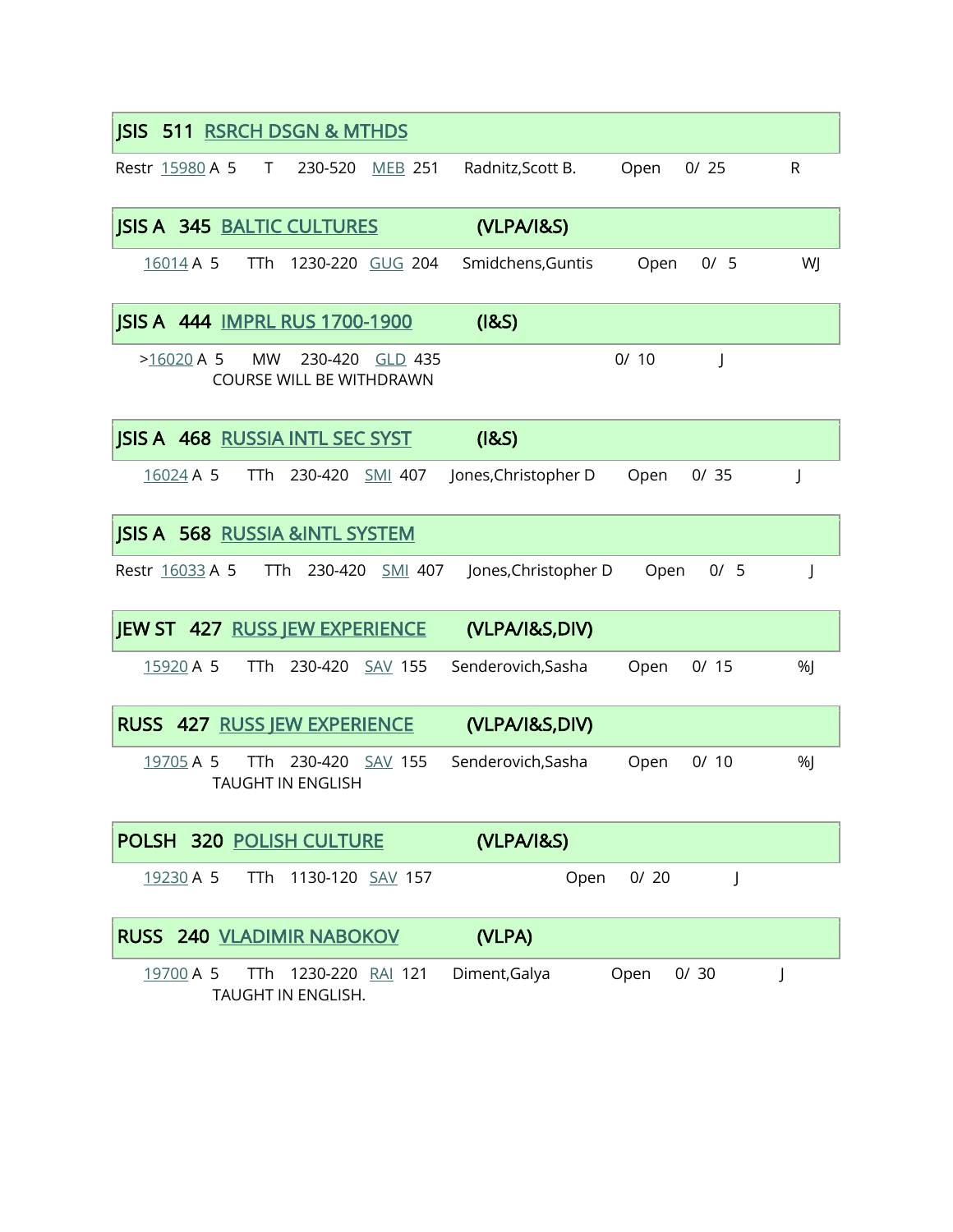## JSIS 511 RSRCH DSGN & MTHDS

Restr 15980 A 5 T 230-520 MEB 251 Radnitz,Scott B. Open 0/ 25 R

## JSIS A 345 BALTIC CULTURES (VLPA/I&S)

16014 A 5 TTh 1230-220 GUG 204 Smidchens,Guntis Open 0/ 5 WJ

## JSIS A 444 IMPRL RUS 1700-1900 (I&S)

>16020 A 5 MW 230-420 GLD 435 0/ 10 J
COURSE WILL BE WITHDRAWN

## JSIS A 468 RUSSIA INTL SEC SYST (I&S)

16024 A 5 TTh 230-420 SMI 407 Jones,Christopher D Open 0/ 35 J

## JSIS A 568 RUSSIA &INTL SYSTEM

Restr 16033 A 5 TTh 230-420 SMI 407 Jones,Christopher D Open 0/ 5 J

## JEW ST 427 RUSS JEW EXPERIENCE (VLPA/I&S,DIV)

15920 A 5 TTh 230-420 SAV 155 Senderovich,Sasha Open 0/ 15 %J

## RUSS 427 RUSS JEW EXPERIENCE (VLPA/I&S,DIV)

19705 A 5 TTh 230-420 SAV 155 Senderovich,Sasha Open 0/ 10 %J
TAUGHT IN ENGLISH

## POLSH 320 POLISH CULTURE (VLPA/I&S)

19230 A 5 TTh 1130-120 SAV 157 Open 0/ 20 J

## RUSS 240 VLADIMIR NABOKOV (VLPA)

19700 A 5 TTh 1230-220 RAI 121 Diment,Galya Open 0/ 30 J
TAUGHT IN ENGLISH.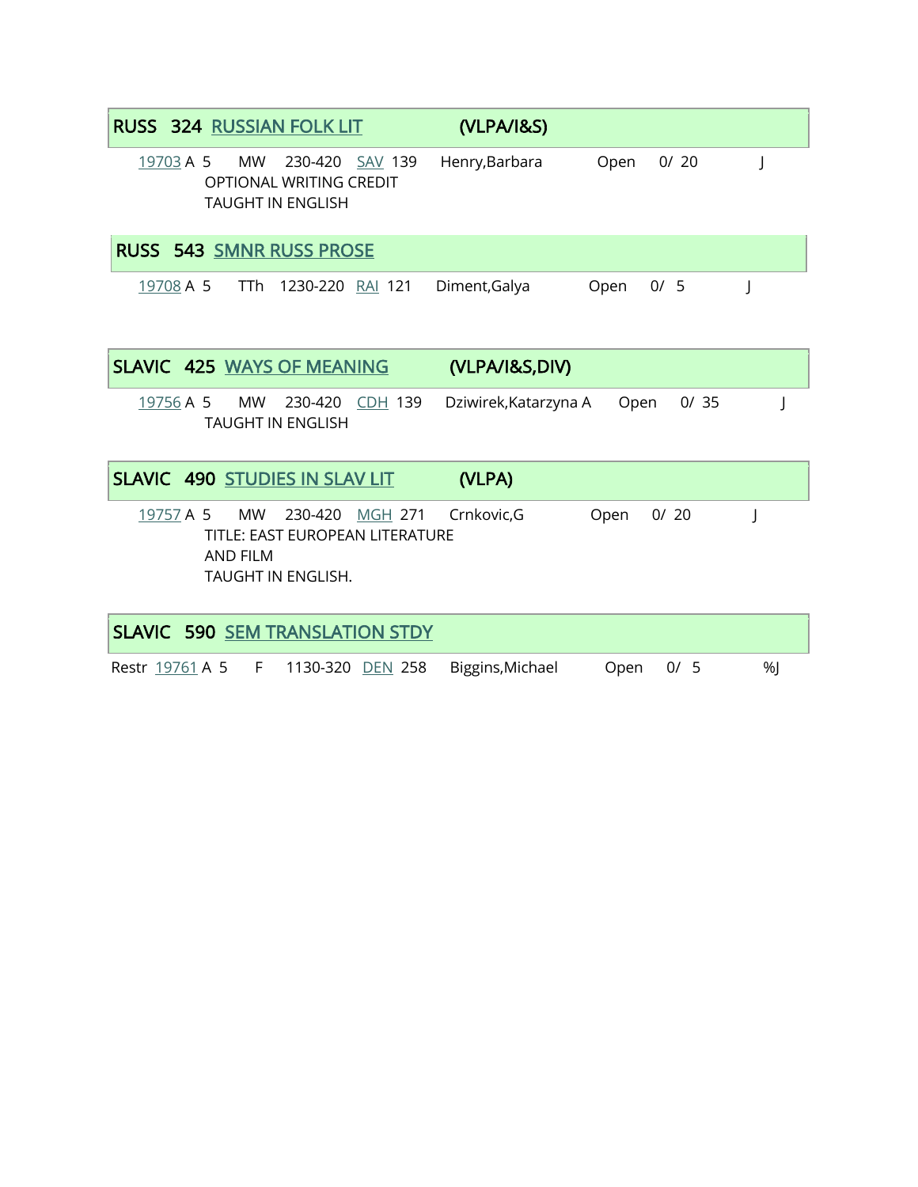## RUSS 324 RUSSIAN FOLK LIT (VLPA/I&S)

19703 A 5 MW 230-420 SAV 139 Henry,Barbara Open 0/ 20 J
OPTIONAL WRITING CREDIT
TAUGHT IN ENGLISH

## RUSS 543 SMNR RUSS PROSE

19708 A 5 TTh 1230-220 RAI 121 Diment,Galya Open 0/ 5 J

## SLAVIC 425 WAYS OF MEANING (VLPA/I&S,DIV)

19756 A 5 MW 230-420 CDH 139 Dziwirek,Katarzyna A Open 0/ 35 J
TAUGHT IN ENGLISH

## SLAVIC 490 STUDIES IN SLAV LIT (VLPA)

19757 A 5 MW 230-420 MGH 271 Crnkovic,G Open 0/ 20 J
TITLE: EAST EUROPEAN LITERATURE
AND FILM
TAUGHT IN ENGLISH.

## SLAVIC 590 SEM TRANSLATION STDY

Restr 19761 A 5 F 1130-320 DEN 258 Biggins,Michael Open 0/ 5 %J